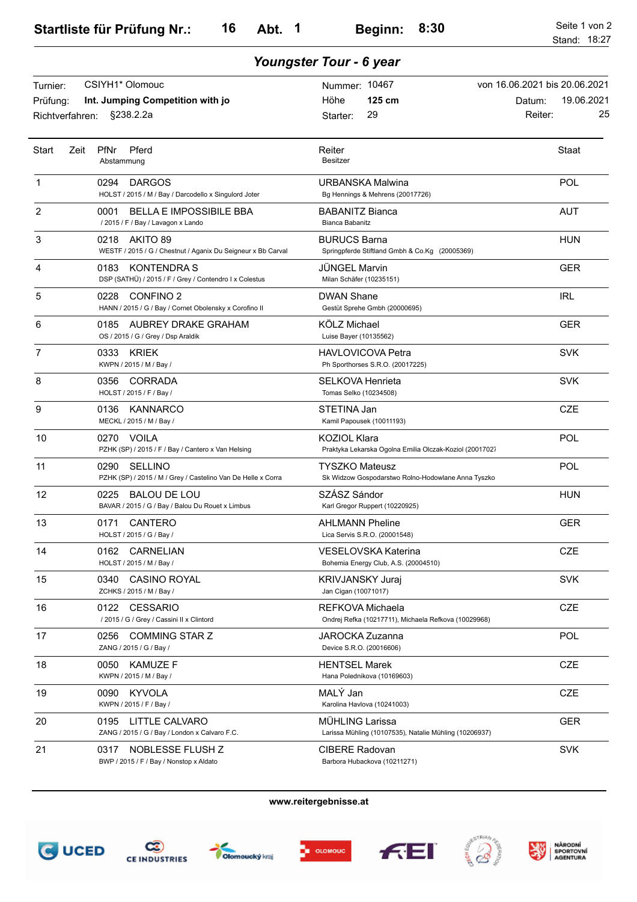# Startliste für Prüfung Nr.: 16 Abt. 1 Beginn: 8:30

Stand: 18:27

## *Youngster Tour - 6 year*

| | | | |
|---|---|---|---|
| Turnier: | CSIYH1* Olomouc | Nummer: 10467 | von 16.06.2021 bis 20.06.2021 |
| Prüfung: | **Int. Jumping Competition with jo** | Höhe **125 cm** | Datum: 19.06.2021 |
| Richtverfahren: | §238.2.2a | Starter: 29 | Reiter: 25 |

| Start | Zeit | PfNr | Pferd / Abstammung | Reiter / Besitzer | Staat |
|---|---|---|---|---|---|
| 1 | | 0294 | DARGOS<br>HOLST / 2015 / M / Bay / Darcodello x Singulord Joter | URBANSKA Malwina<br>Bg Hennings & Mehrens (20017726) | POL |
| 2 | | 0001 | BELLA E IMPOSSIBILE BBA<br>/ 2015 / F / Bay / Lavagon x Lando | BABANITZ Bianca<br>Bianca Babanitz | AUT |
| 3 | | 0218 | AKITO 89<br>WESTF / 2015 / G / Chestnut / Aganix Du Seigneur x Bb Carval | BURUCS Barna<br>Springpferde Stiftland Gmbh & Co.Kg (20005369) | HUN |
| 4 | | 0183 | KONTENDRA S<br>DSP (SATHÜ) / 2015 / F / Grey / Contendro I x Colestus | JÜNGEL Marvin<br>Milan Schäfer (10235151) | GER |
| 5 | | 0228 | CONFINO 2<br>HANN / 2015 / G / Bay / Cornet Obolensky x Corofino II | DWAN Shane<br>Gestüt Sprehe Gmbh (20000695) | IRL |
| 6 | | 0185 | AUBREY DRAKE GRAHAM<br>OS / 2015 / G / Grey / Dsp Araldik | KÖLZ Michael<br>Luise Bayer (10135562) | GER |
| 7 | | 0333 | KRIEK<br>KWPN / 2015 / M / Bay / | HAVLOVICOVA Petra<br>Ph Sporthorses S.R.O. (20017225) | SVK |
| 8 | | 0356 | CORRADA<br>HOLST / 2015 / F / Bay / | SELKOVA Henrieta<br>Tomas Selko (10234508) | SVK |
| 9 | | 0136 | KANNARCO<br>MECKL / 2015 / M / Bay / | STETINA Jan<br>Kamil Papousek (10011193) | CZE |
| 10 | | 0270 | VOILA<br>PZHK (SP) / 2015 / F / Bay / Cantero x Van Helsing | KOZIOL Klara<br>Praktyka Lekarska Ogolna Emilia Olczak-Koziol (2001702 | POL |
| 11 | | 0290 | SELLINO<br>PZHK (SP) / 2015 / M / Grey / Castelino Van De Helle x Corra | TYSZKO Mateusz<br>Sk Widzow Gospodarstwo Rolno-Hodowlane Anna Tyszko | POL |
| 12 | | 0225 | BALOU DE LOU<br>BAVAR / 2015 / G / Bay / Balou Du Rouet x Limbus | SZÁSZ Sándor<br>Karl Gregor Ruppert (10220925) | HUN |
| 13 | | 0171 | CANTERO<br>HOLST / 2015 / G / Bay / | AHLMANN Pheline<br>Lica Servis S.R.O. (20001548) | GER |
| 14 | | 0162 | CARNELIAN<br>HOLST / 2015 / M / Bay / | VESELOVSKA Katerina<br>Bohemia Energy Club, A.S. (20004510) | CZE |
| 15 | | 0340 | CASINO ROYAL<br>ZCHKS / 2015 / M / Bay / | KRIVJANSKY Juraj<br>Jan Cigan (10071017) | SVK |
| 16 | | 0122 | CESSARIO<br>/ 2015 / G / Grey / Cassini II x Clintord | REFKOVA Michaela<br>Ondrej Refka (10217711), Michaela Refkova (10029968) | CZE |
| 17 | | 0256 | COMMING STAR Z<br>ZANG / 2015 / G / Bay / | JAROCKA Zuzanna<br>Device S.R.O. (20016606) | POL |
| 18 | | 0050 | KAMUZE F<br>KWPN / 2015 / M / Bay / | HENTSEL Marek<br>Hana Polednikova (10169603) | CZE |
| 19 | | 0090 | KYVOLA<br>KWPN / 2015 / F / Bay / | MALÝ Jan<br>Karolina Havlova (10241003) | CZE |
| 20 | | 0195 | LITTLE CALVARO<br>ZANG / 2015 / G / Bay / London x Calvaro F.C. | MÜHLING Larissa<br>Larissa Mühling (10107535), Natalie Mühling (10206937) | GER |
| 21 | | 0317 | NOBLESSE FLUSH Z<br>BWP / 2015 / F / Bay / Nonstop x Aldato | CIBERE Radovan<br>Barbora Hubackova (10211271) | SVK |

**www.reitergebnisse.at**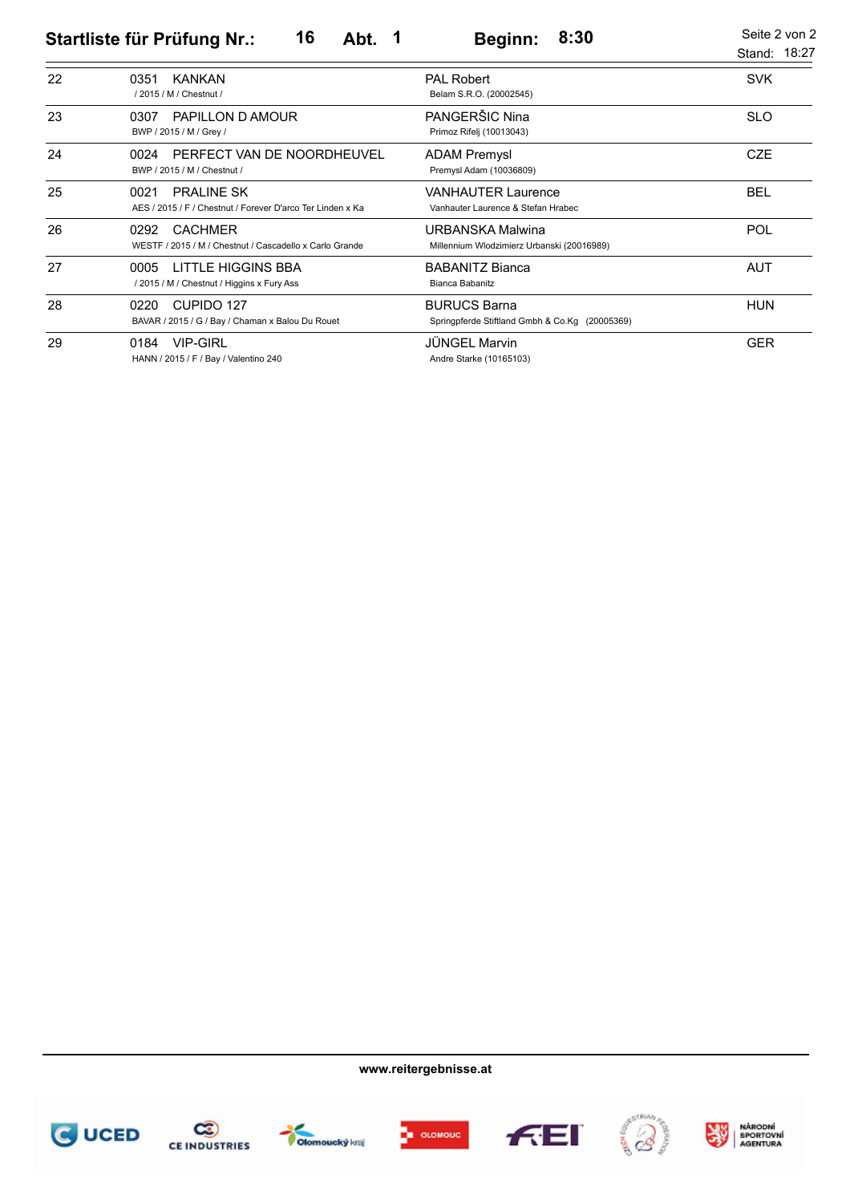**Startliste für Prüfung Nr.: 16 Abt. 1 Beginn: 8:30**

Stand: 18:27

| | | | |
|---|---|---|---|
| 22 | 0351 KANKAN<br>/ 2015 / M / Chestnut / | PAL Robert<br>Belam S.R.O. (20002545) | SVK |
| 23 | 0307 PAPILLON D AMOUR<br>BWP / 2015 / M / Grey / | PANGERŠIC Nina<br>Primoz Rifelj (10013043) | SLO |
| 24 | 0024 PERFECT VAN DE NOORDHEUVEL<br>BWP / 2015 / M / Chestnut / | ADAM Premysl<br>Premysl Adam (10036809) | CZE |
| 25 | 0021 PRALINE SK<br>AES / 2015 / F / Chestnut / Forever D'arco Ter Linden x Ka | VANHAUTER Laurence<br>Vanhauter Laurence & Stefan Hrabec | BEL |
| 26 | 0292 CACHMER<br>WESTF / 2015 / M / Chestnut / Cascadello x Carlo Grande | URBANSKA Malwina<br>Millennium Wlodzimierz Urbanski (20016989) | POL |
| 27 | 0005 LITTLE HIGGINS BBA<br>/ 2015 / M / Chestnut / Higgins x Fury Ass | BABANITZ Bianca<br>Bianca Babanitz | AUT |
| 28 | 0220 CUPIDO 127<br>BAVAR / 2015 / G / Bay / Chaman x Balou Du Rouet | BURUCS Barna<br>Springpferde Stiftland Gmbh & Co.Kg (20005369) | HUN |
| 29 | 0184 VIP-GIRL<br>HANN / 2015 / F / Bay / Valentino 240 | JÜNGEL Marvin<br>Andre Starke (10165103) | GER |

**www.reitergebnisse.at**